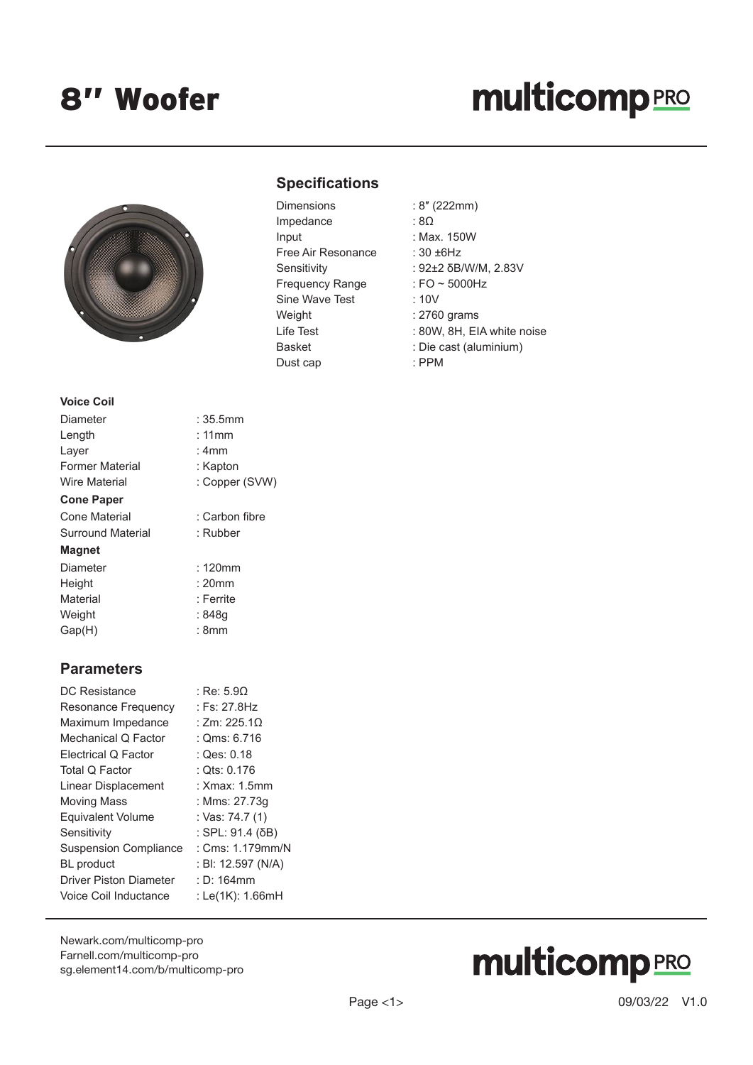# 8″ Woofer

multicomp PRO

## Specifications

| | |
|---|---|
| Dimensions | : 8″ (222mm) |
| Impedance | : 8Ω |
| Input | : Max. 150W |
| Free Air Resonance | : 30 ±6Hz |
| Sensitivity | : 92±2 δB/W/M, 2.83V |
| Frequency Range | : FO ~ 5000Hz |
| Sine Wave Test | : 10V |
| Weight | : 2760 grams |
| Life Test | : 80W, 8H, EIA white noise |
| Basket | : Die cast (aluminium) |
| Dust cap | : PPM |

### Voice Coil

| | |
|---|---|
| Diameter | : 35.5mm |
| Length | : 11mm |
| Layer | : 4mm |
| Former Material | : Kapton |
| Wire Material | : Copper (SVW) |

### Cone Paper

| | |
|---|---|
| Cone Material | : Carbon fibre |
| Surround Material | : Rubber |

### Magnet

| | |
|---|---|
| Diameter | : 120mm |
| Height | : 20mm |
| Material | : Ferrite |
| Weight | : 848g |
| Gap(H) | : 8mm |

## Parameters

| | |
|---|---|
| DC Resistance | : Re: 5.9Ω |
| Resonance Frequency | : Fs: 27.8Hz |
| Maximum Impedance | : Zm: 225.1Ω |
| Mechanical Q Factor | : Qms: 6.716 |
| Electrical Q Factor | : Qes: 0.18 |
| Total Q Factor | : Qts: 0.176 |
| Linear Displacement | : Xmax: 1.5mm |
| Moving Mass | : Mms: 27.73g |
| Equivalent Volume | : Vas: 74.7 (1) |
| Sensitivity | : SPL: 91.4 (δB) |
| Suspension Compliance | : Cms: 1.179mm/N |
| BL product | : Bl: 12.597 (N/A) |
| Driver Piston Diameter | : D: 164mm |
| Voice Coil Inductance | : Le(1K): 1.66mH |

Newark.com/multicomp-pro
Farnell.com/multicomp-pro
sg.element14.com/b/multicomp-pro

multicomp PRO

09/03/22 V1.0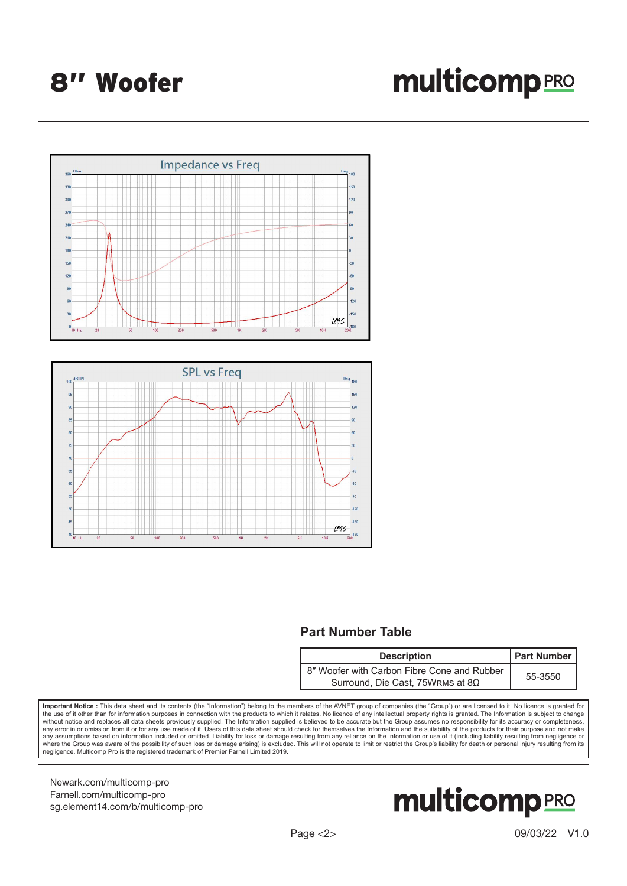# 8" Woofer

## Impedance vs Freq

Ohm
360
330
300
270
240
210
180
150
120
90
60
30
0

Deg
180
150
120
90
60
30
0
-30
-60
-90
-120
-150
-180

10 Hz 20 50 100 200 500 1K 2K 5K 10K 20K

LMS

## SPL vs Freq

dBSPL
100
95
90
85
80
75
70
65
60
55
50
45
40

Deg
180
150
120
90
60
30
0
-30
-60
-90
-120
-150
-180

10 Hz 20 50 100 200 500 1K 2K 5K 10K 20K

LMS

## Part Number Table

| Description | Part Number |
| --- | --- |
| 8" Woofer with Carbon Fibre Cone and Rubber Surround, Die Cast, 75WRMS at 8Ω | 55-3550 |

**Important Notice :** This data sheet and its contents (the "Information") belong to the members of the AVNET group of companies (the "Group") or are licensed to it. No licence is granted for the use of it other than for information purposes in connection with the products to which it relates. No licence of any intellectual property rights is granted. The Information is subject to change without notice and replaces all data sheets previously supplied. The Information supplied is believed to be accurate but the Group assumes no responsibility for its accuracy or completeness, any error in or omission from it or for any use made of it. Users of this data sheet should check for themselves the Information and the suitability of the products for their purpose and not make any assumptions based on information included or omitted. Liability for loss or damage resulting from any reliance on the Information or use of it (including liability resulting from negligence or where the Group was aware of the possibility of such loss or damage arising) is excluded. This will not operate to limit or restrict the Group's liability for death or personal injury resulting from its negligence. Multicomp Pro is the registered trademark of Premier Farnell Limited 2019.

Newark.com/multicomp-pro
Farnell.com/multicomp-pro
sg.element14.com/b/multicomp-pro

09/03/22 V1.0